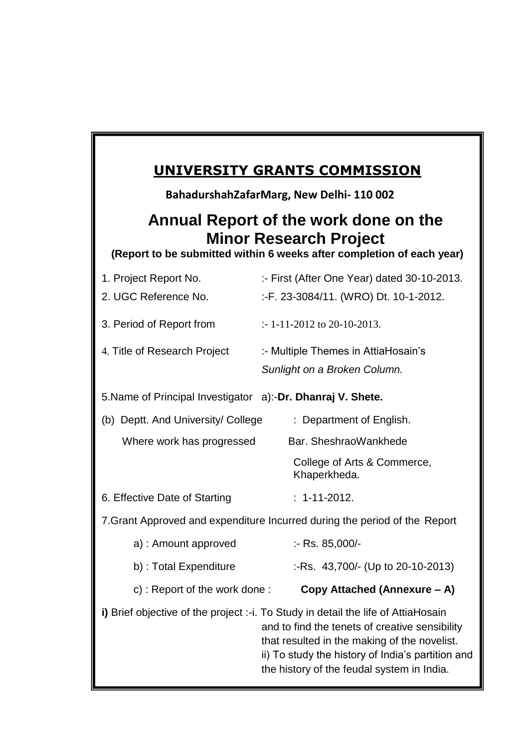# UNIVERSITY GRANTS COMMISSION

**BahadurshahZafarMarg, New Delhi- 110 002**

## Annual Report of the work done on the Minor Research Project

**(Report to be submitted within 6 weeks after completion of each year)**

1. Project Report No. :- First (After One Year) dated 30-10-2013.
2. UGC Reference No. :-F. 23-3084/11. (WRO) Dt. 10-1-2012.
3. Period of Report from :- 1-11-2012 to 20-10-2013.
4. Title of Research Project :- Multiple Themes in AttiaHosain's *Sunlight on a Broken Column.*
5. Name of Principal Investigator a):-**Dr. Dhanraj V. Shete.**

   (b) Deptt. And University/ College Where work has progressed : Department of English. Bar. SheshraoWankhede College of Arts & Commerce, Khaperkheda.
6. Effective Date of Starting : 1-11-2012.
7. Grant Approved and expenditure Incurred during the period of the Report

   a) : Amount approved :- Rs. 85,000/-

   b) : Total Expenditure :-Rs. 43,700/- (Up to 20-10-2013)

   c) : Report of the work done : **Copy Attached (Annexure – A)**

**i)** Brief objective of the project :-i. To Study in detail the life of AttiaHosain and to find the tenets of creative sensibility that resulted in the making of the novelist.
ii) To study the history of India's partition and the history of the feudal system in India.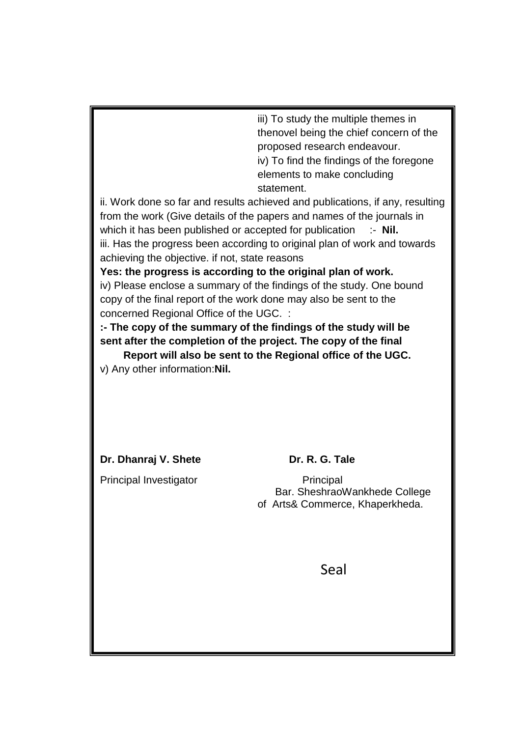iii) To study the multiple themes in thenovel being the chief concern of the proposed research endeavour.

iv) To find the findings of the foregone elements to make concluding statement.

ii. Work done so far and results achieved and publications, if any, resulting from the work (Give details of the papers and names of the journals in which it has been published or accepted for publication :- **Nil.**

iii. Has the progress been according to original plan of work and towards achieving the objective. if not, state reasons

**Yes: the progress is according to the original plan of work.**

iv) Please enclose a summary of the findings of the study. One bound copy of the final report of the work done may also be sent to the concerned Regional Office of the UGC. :

**:- The copy of the summary of the findings of the study will be sent after the completion of the project. The copy of the final Report will also be sent to the Regional office of the UGC.**

v) Any other information:**Nil.**

**Dr. Dhanraj V. Shete**
Principal Investigator

**Dr. R. G. Tale**
Principal
Bar. SheshraoWankhede College
of Arts& Commerce, Khaperkheda.

Seal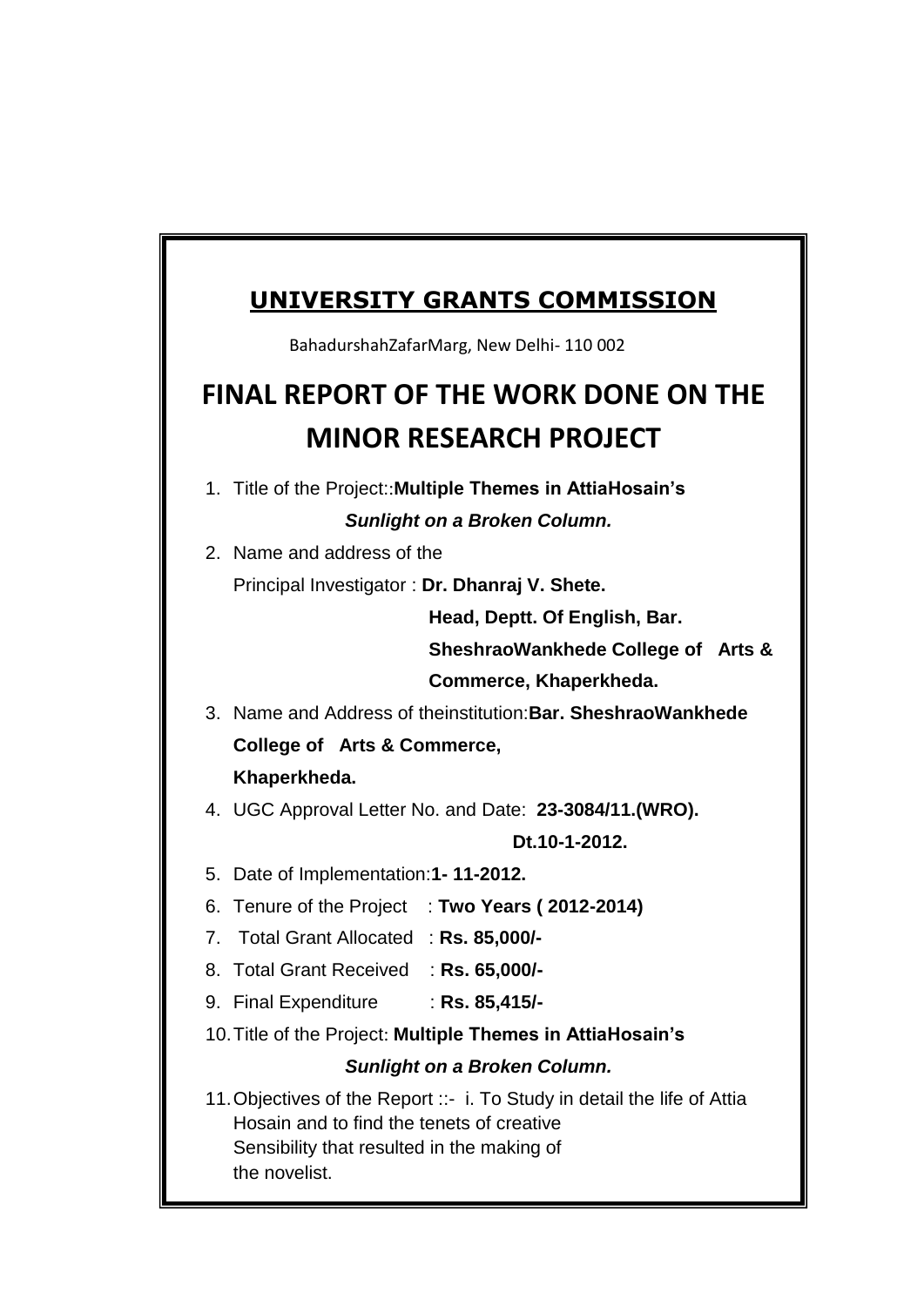## UNIVERSITY GRANTS COMMISSION

BahadurshahZafarMarg, New Delhi- 110 002

# FINAL REPORT OF THE WORK DONE ON THE MINOR RESEARCH PROJECT

1. Title of the Project::**Multiple Themes in AttiaHosain's** ***Sunlight on a Broken Column.***
2. Name and address of the Principal Investigator : **Dr. Dhanraj V. Shete.** **Head, Deptt. Of English, Bar. SheshraoWankhede College of Arts & Commerce, Khaperkheda.**
3. Name and Address of theinstitution:**Bar. SheshraoWankhede College of Arts & Commerce, Khaperkheda.**
4. UGC Approval Letter No. and Date: **23-3084/11.(WRO). Dt.10-1-2012.**
5. Date of Implementation:**1- 11-2012.**
6. Tenure of the Project : **Two Years ( 2012-2014)**
7. Total Grant Allocated : **Rs. 85,000/-**
8. Total Grant Received : **Rs. 65,000/-**
9. Final Expenditure : **Rs. 85,415/-**
10. Title of the Project: **Multiple Themes in AttiaHosain's** ***Sunlight on a Broken Column.***
11. Objectives of the Report ::- i. To Study in detail the life of Attia Hosain and to find the tenets of creative Sensibility that resulted in the making of the novelist.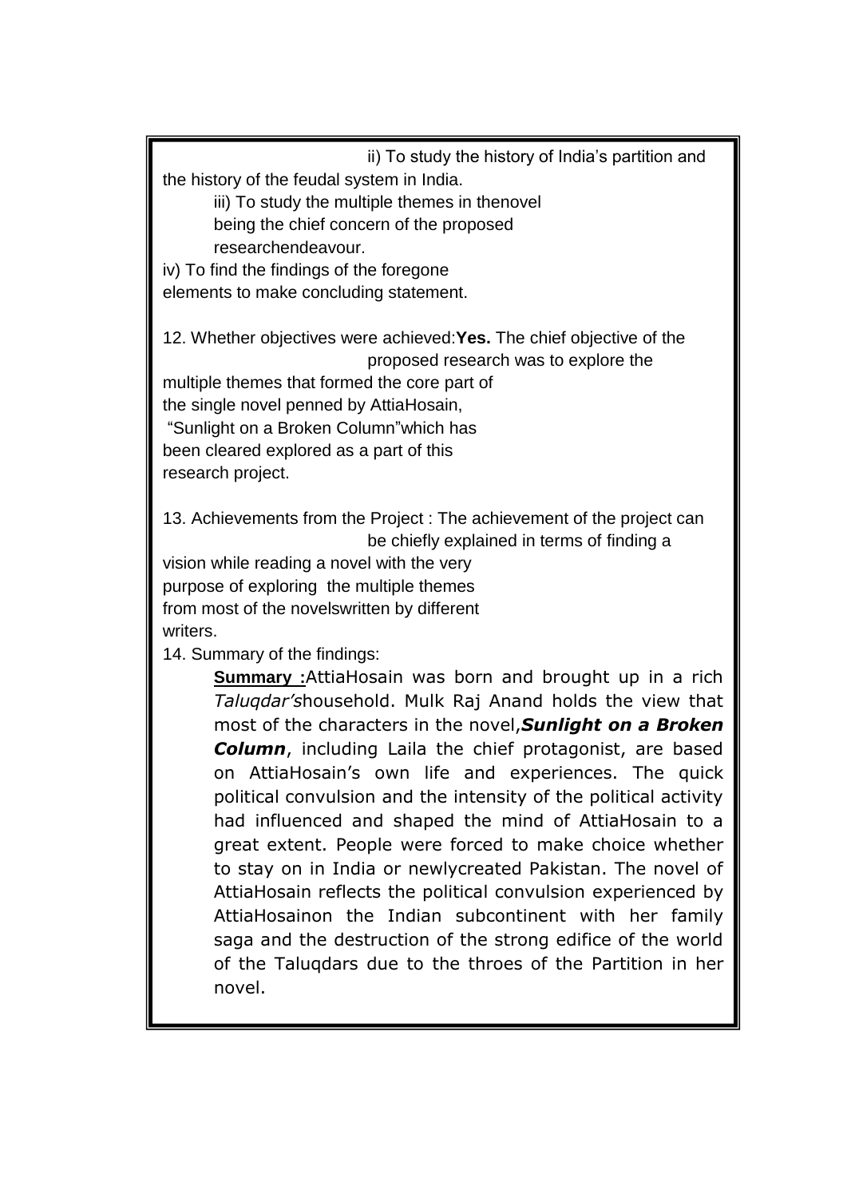ii) To study the history of India's partition and the history of the feudal system in India.

iii) To study the multiple themes in thenovel being the chief concern of the proposed researchendeavour.

iv) To find the findings of the foregone elements to make concluding statement.

12. Whether objectives were achieved:**Yes.** The chief objective of the proposed research was to explore the multiple themes that formed the core part of the single novel penned by AttiaHosain, "Sunlight on a Broken Column"which has been cleared explored as a part of this research project.

13. Achievements from the Project : The achievement of the project can be chiefly explained in terms of finding a vision while reading a novel with the very purpose of exploring the multiple themes from most of the novelswritten by different writers.

14. Summary of the findings:

**Summary :**AttiaHosain was born and brought up in a rich *Taluqdar's*household. Mulk Raj Anand holds the view that most of the characters in the novel,***Sunlight on a Broken Column***, including Laila the chief protagonist, are based on AttiaHosain's own life and experiences. The quick political convulsion and the intensity of the political activity had influenced and shaped the mind of AttiaHosain to a great extent. People were forced to make choice whether to stay on in India or newlycreated Pakistan. The novel of AttiaHosain reflects the political convulsion experienced by AttiaHosainon the Indian subcontinent with her family saga and the destruction of the strong edifice of the world of the Taluqdars due to the throes of the Partition in her novel.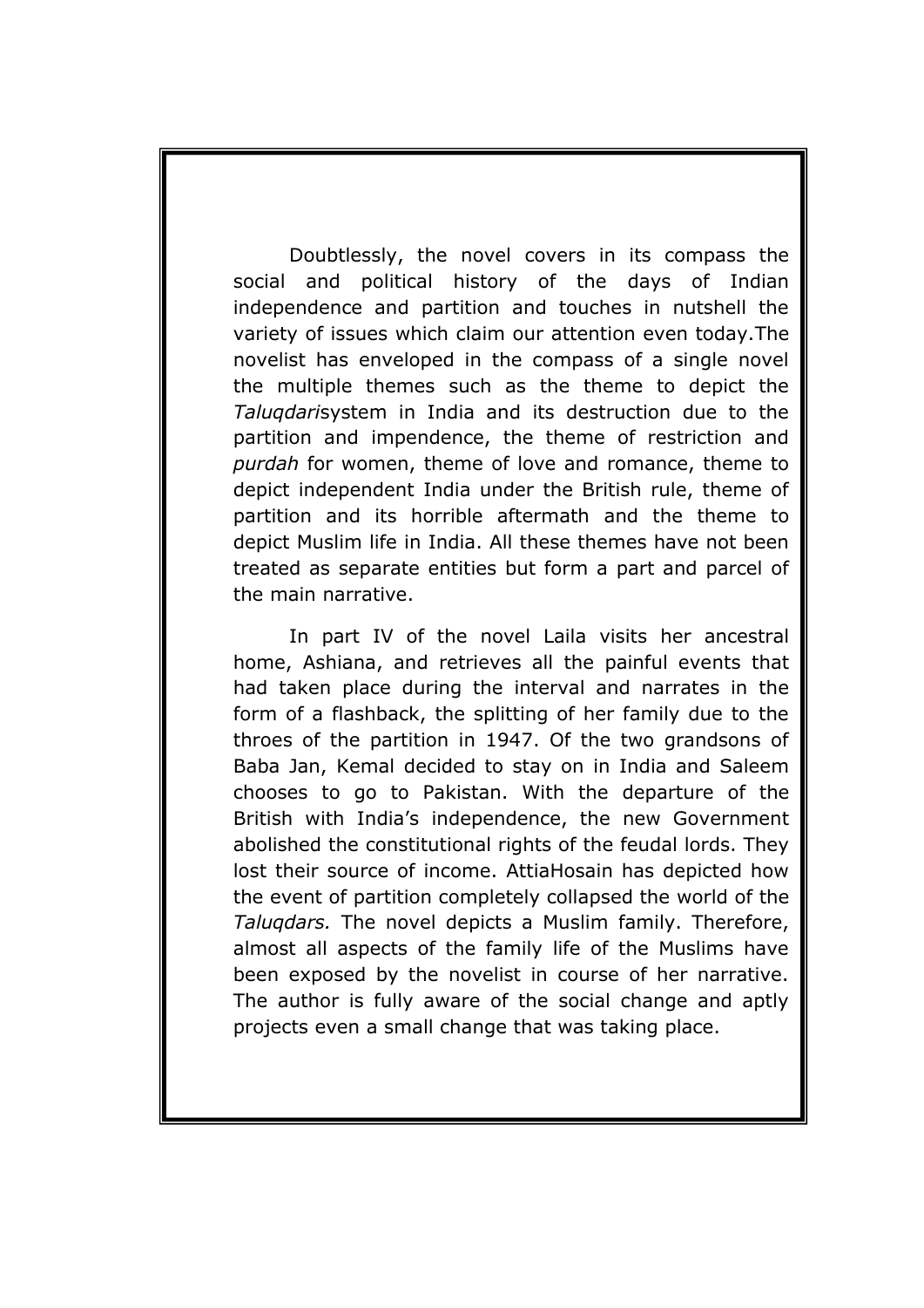Doubtlessly, the novel covers in its compass the social and political history of the days of Indian independence and partition and touches in nutshell the variety of issues which claim our attention even today.The novelist has enveloped in the compass of a single novel the multiple themes such as the theme to depict the *Taluqdari*system in India and its destruction due to the partition and impendence, the theme of restriction and *purdah* for women, theme of love and romance, theme to depict independent India under the British rule, theme of partition and its horrible aftermath and the theme to depict Muslim life in India. All these themes have not been treated as separate entities but form a part and parcel of the main narrative.

In part IV of the novel Laila visits her ancestral home, Ashiana, and retrieves all the painful events that had taken place during the interval and narrates in the form of a flashback, the splitting of her family due to the throes of the partition in 1947. Of the two grandsons of Baba Jan, Kemal decided to stay on in India and Saleem chooses to go to Pakistan. With the departure of the British with India's independence, the new Government abolished the constitutional rights of the feudal lords. They lost their source of income. AttiaHosain has depicted how the event of partition completely collapsed the world of the *Taluqdars.* The novel depicts a Muslim family. Therefore, almost all aspects of the family life of the Muslims have been exposed by the novelist in course of her narrative. The author is fully aware of the social change and aptly projects even a small change that was taking place.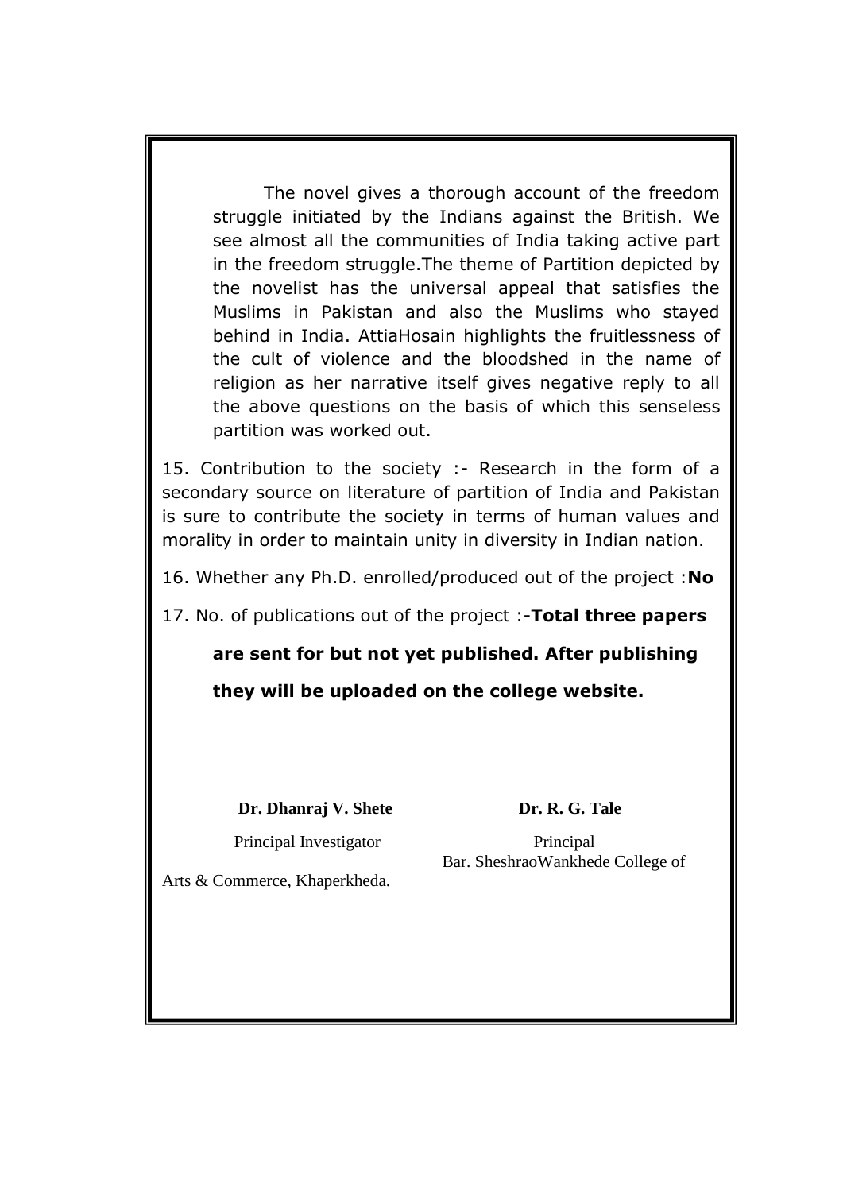The novel gives a thorough account of the freedom struggle initiated by the Indians against the British. We see almost all the communities of India taking active part in the freedom struggle.The theme of Partition depicted by the novelist has the universal appeal that satisfies the Muslims in Pakistan and also the Muslims who stayed behind in India. AttiaHosain highlights the fruitlessness of the cult of violence and the bloodshed in the name of religion as her narrative itself gives negative reply to all the above questions on the basis of which this senseless partition was worked out.

15. Contribution to the society :- Research in the form of a secondary source on literature of partition of India and Pakistan is sure to contribute the society in terms of human values and morality in order to maintain unity in diversity in Indian nation.

16. Whether any Ph.D. enrolled/produced out of the project :**No**

17. No. of publications out of the project :-**Total three papers are sent for but not yet published. After publishing they will be uploaded on the college website.**

**Dr. Dhanraj V. Shete**
Principal Investigator

**Dr. R. G. Tale**
Principal
Bar. SheshraoWankhede College of Arts & Commerce, Khaperkheda.